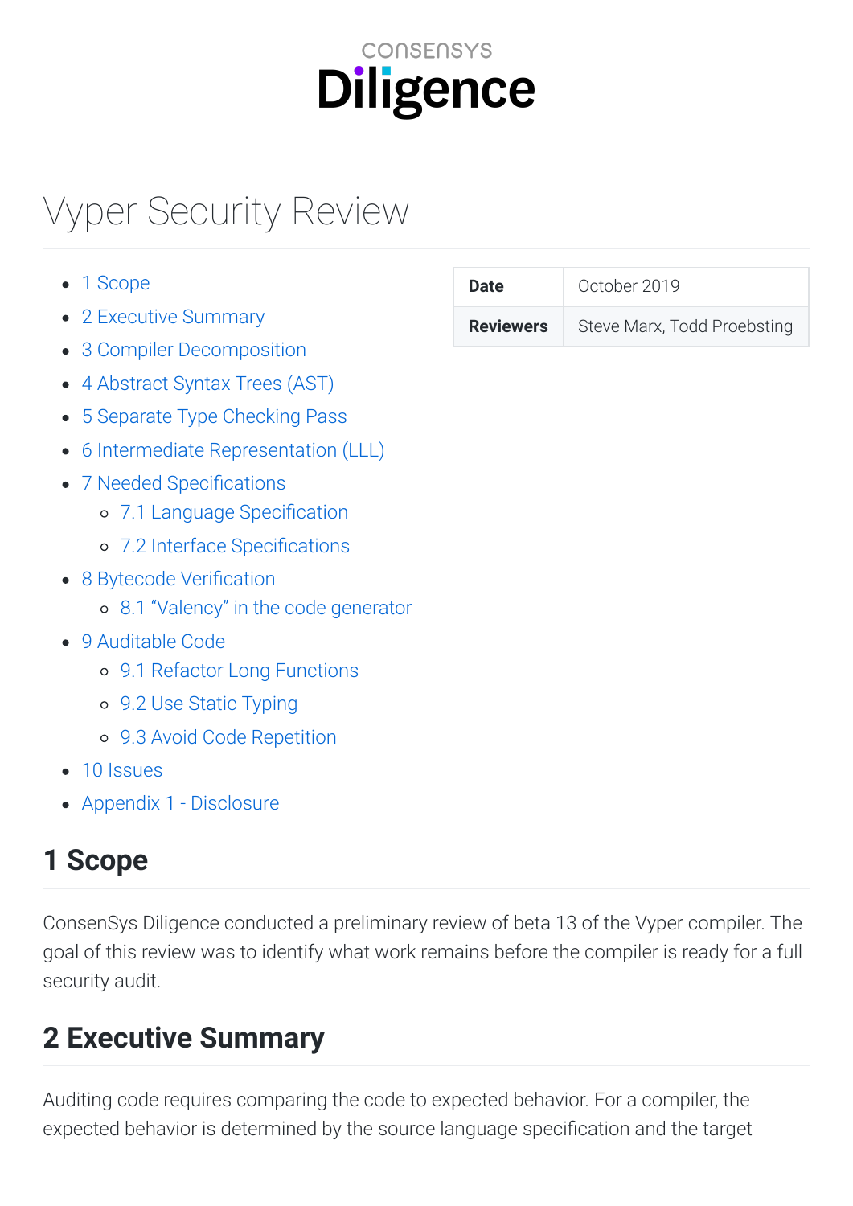ConsenSys Diligence

# Vyper Security Review

- 1 Scope
- 2 Executive Summary
- 3 Compiler Decomposition
- 4 Abstract Syntax Trees (AST)
- 5 Separate Type Checking Pass
- 6 Intermediate Representation (LLL)
- 7 Needed Specifications
  - 7.1 Language Specification
  - 7.2 Interface Specifications
- 8 Bytecode Verification
  - 8.1 "Valency" in the code generator
- 9 Auditable Code
  - 9.1 Refactor Long Functions
  - 9.2 Use Static Typing
  - 9.3 Avoid Code Repetition
- 10 Issues
- Appendix 1 - Disclosure

| | |
|---|---|
| **Date** | October 2019 |
| **Reviewers** | Steve Marx, Todd Proebsting |

## 1 Scope

ConsenSys Diligence conducted a preliminary review of beta 13 of the Vyper compiler. The goal of this review was to identify what work remains before the compiler is ready for a full security audit.

## 2 Executive Summary

Auditing code requires comparing the code to expected behavior. For a compiler, the expected behavior is determined by the source language specification and the target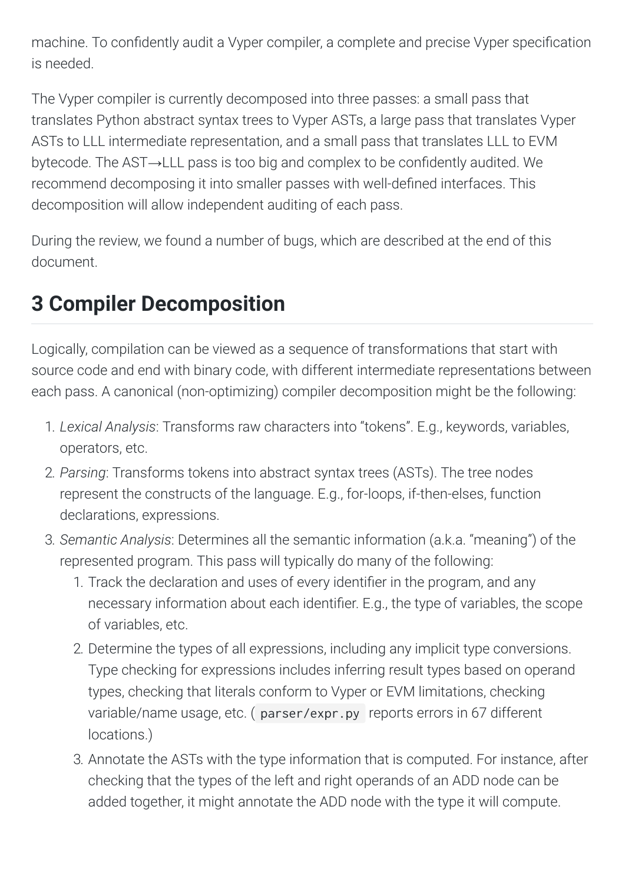machine. To confidently audit a Vyper compiler, a complete and precise Vyper specification is needed.

The Vyper compiler is currently decomposed into three passes: a small pass that translates Python abstract syntax trees to Vyper ASTs, a large pass that translates Vyper ASTs to LLL intermediate representation, and a small pass that translates LLL to EVM bytecode. The AST→LLL pass is too big and complex to be confidently audited. We recommend decomposing it into smaller passes with well-defined interfaces. This decomposition will allow independent auditing of each pass.

During the review, we found a number of bugs, which are described at the end of this document.

## 3 Compiler Decomposition

Logically, compilation can be viewed as a sequence of transformations that start with source code and end with binary code, with different intermediate representations between each pass. A canonical (non-optimizing) compiler decomposition might be the following:

1. *Lexical Analysis*: Transforms raw characters into "tokens". E.g., keywords, variables, operators, etc.
2. *Parsing*: Transforms tokens into abstract syntax trees (ASTs). The tree nodes represent the constructs of the language. E.g., for-loops, if-then-elses, function declarations, expressions.
3. *Semantic Analysis*: Determines all the semantic information (a.k.a. "meaning") of the represented program. This pass will typically do many of the following:
   1. Track the declaration and uses of every identifier in the program, and any necessary information about each identifier. E.g., the type of variables, the scope of variables, etc.
   2. Determine the types of all expressions, including any implicit type conversions. Type checking for expressions includes inferring result types based on operand types, checking that literals conform to Vyper or EVM limitations, checking variable/name usage, etc. (`parser/expr.py` reports errors in 67 different locations.)
   3. Annotate the ASTs with the type information that is computed. For instance, after checking that the types of the left and right operands of an ADD node can be added together, it might annotate the ADD node with the type it will compute.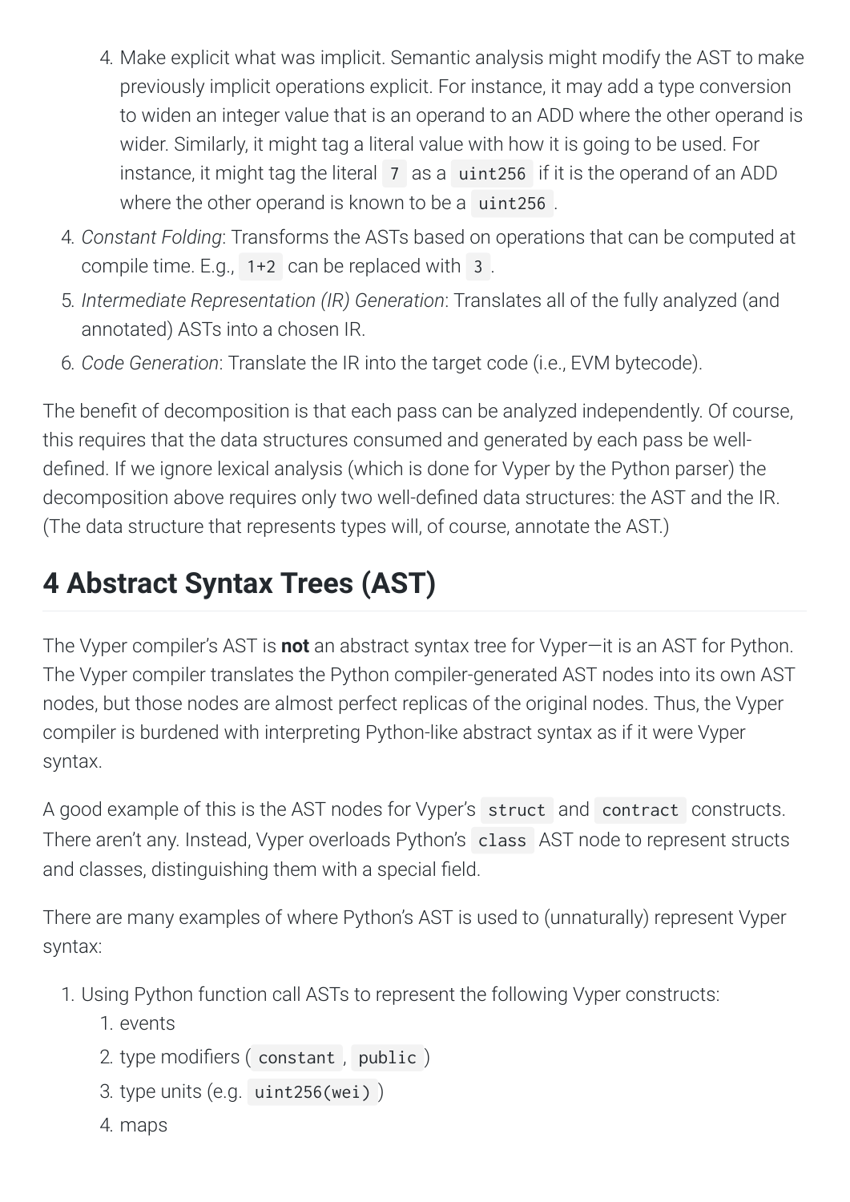4. Make explicit what was implicit. Semantic analysis might modify the AST to make previously implicit operations explicit. For instance, it may add a type conversion to widen an integer value that is an operand to an ADD where the other operand is wider. Similarly, it might tag a literal value with how it is going to be used. For instance, it might tag the literal `7` as a `uint256` if it is the operand of an ADD where the other operand is known to be a `uint256`.

4. *Constant Folding*: Transforms the ASTs based on operations that can be computed at compile time. E.g., `1+2` can be replaced with `3`.
5. *Intermediate Representation (IR) Generation*: Translates all of the fully analyzed (and annotated) ASTs into a chosen IR.
6. *Code Generation*: Translate the IR into the target code (i.e., EVM bytecode).

The benefit of decomposition is that each pass can be analyzed independently. Of course, this requires that the data structures consumed and generated by each pass be well-defined. If we ignore lexical analysis (which is done for Vyper by the Python parser) the decomposition above requires only two well-defined data structures: the AST and the IR. (The data structure that represents types will, of course, annotate the AST.)

# 4 Abstract Syntax Trees (AST)

The Vyper compiler's AST is **not** an abstract syntax tree for Vyper—it is an AST for Python. The Vyper compiler translates the Python compiler-generated AST nodes into its own AST nodes, but those nodes are almost perfect replicas of the original nodes. Thus, the Vyper compiler is burdened with interpreting Python-like abstract syntax as if it were Vyper syntax.

A good example of this is the AST nodes for Vyper's `struct` and `contract` constructs. There aren't any. Instead, Vyper overloads Python's `class` AST node to represent structs and classes, distinguishing them with a special field.

There are many examples of where Python's AST is used to (unnaturally) represent Vyper syntax:

1. Using Python function call ASTs to represent the following Vyper constructs:
    1. events
    2. type modifiers (`constant`, `public`)
    3. type units (e.g. `uint256(wei)`)
    4. maps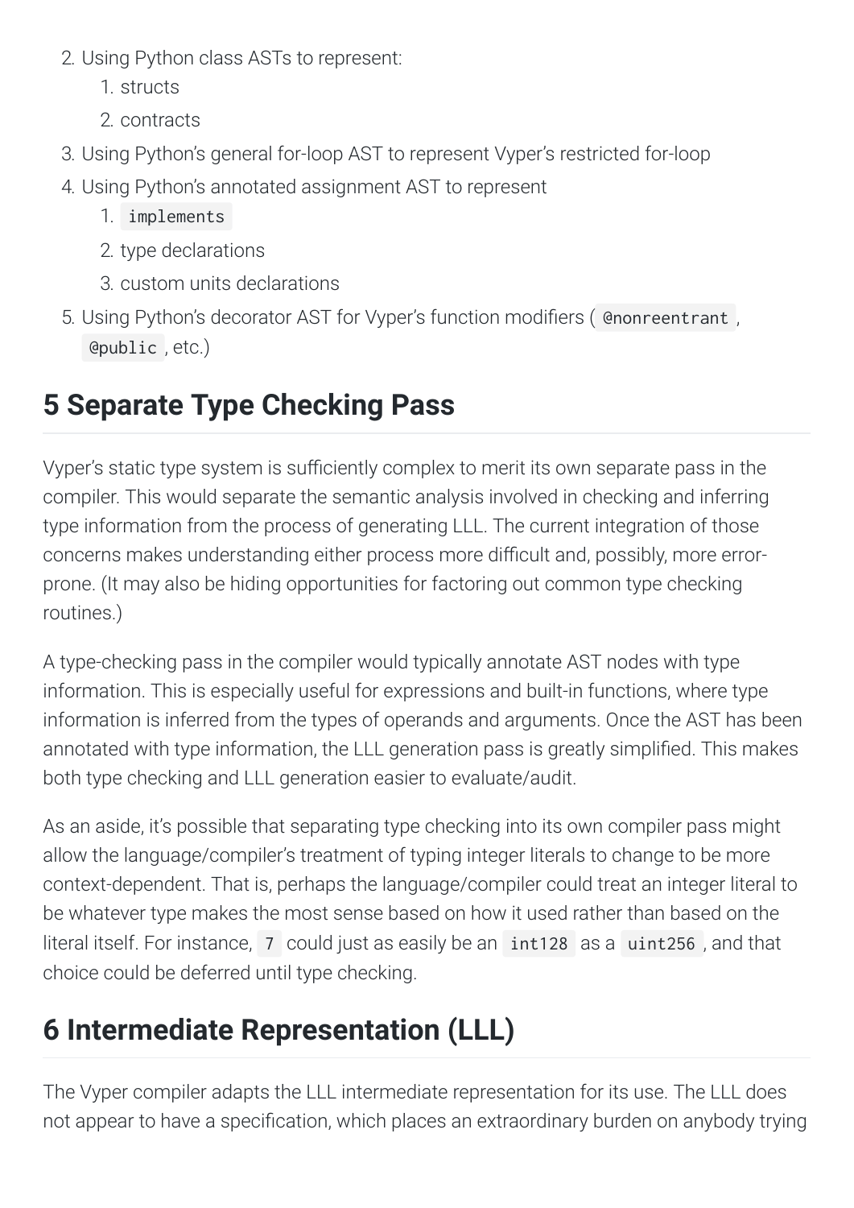2. Using Python class ASTs to represent:
    1. structs
    2. contracts
3. Using Python's general for-loop AST to represent Vyper's restricted for-loop
4. Using Python's annotated assignment AST to represent
    1. `implements`
    2. type declarations
    3. custom units declarations
5. Using Python's decorator AST for Vyper's function modifiers ( `@nonreentrant` , `@public` , etc.)

## 5 Separate Type Checking Pass

Vyper's static type system is sufficiently complex to merit its own separate pass in the compiler. This would separate the semantic analysis involved in checking and inferring type information from the process of generating LLL. The current integration of those concerns makes understanding either process more difficult and, possibly, more error-prone. (It may also be hiding opportunities for factoring out common type checking routines.)

A type-checking pass in the compiler would typically annotate AST nodes with type information. This is especially useful for expressions and built-in functions, where type information is inferred from the types of operands and arguments. Once the AST has been annotated with type information, the LLL generation pass is greatly simplified. This makes both type checking and LLL generation easier to evaluate/audit.

As an aside, it's possible that separating type checking into its own compiler pass might allow the language/compiler's treatment of typing integer literals to change to be more context-dependent. That is, perhaps the language/compiler could treat an integer literal to be whatever type makes the most sense based on how it used rather than based on the literal itself. For instance, `7` could just as easily be an `int128` as a `uint256` , and that choice could be deferred until type checking.

## 6 Intermediate Representation (LLL)

The Vyper compiler adapts the LLL intermediate representation for its use. The LLL does not appear to have a specification, which places an extraordinary burden on anybody trying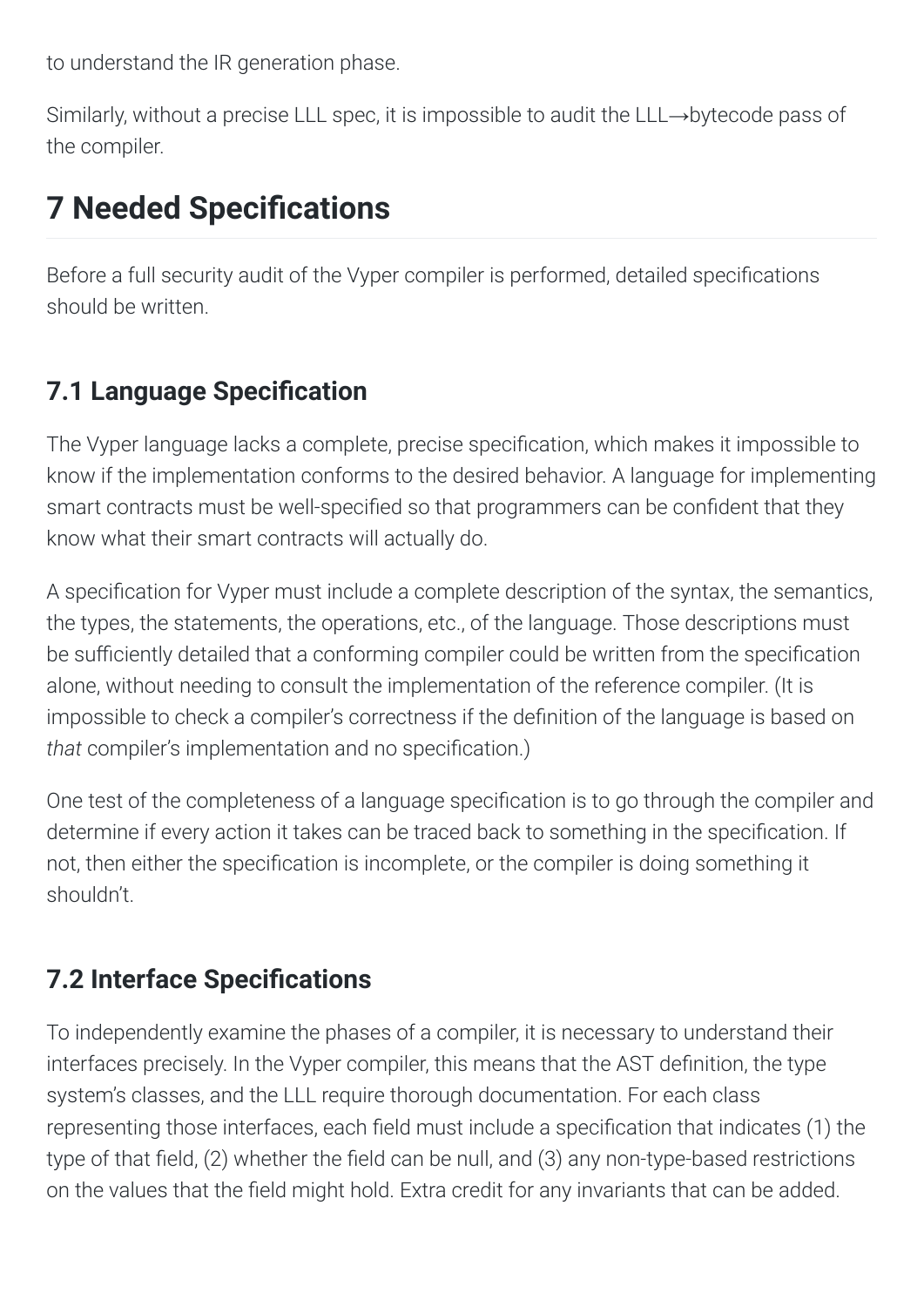to understand the IR generation phase.

Similarly, without a precise LLL spec, it is impossible to audit the LLL→bytecode pass of the compiler.

# 7 Needed Specifications

Before a full security audit of the Vyper compiler is performed, detailed specifications should be written.

## 7.1 Language Specification

The Vyper language lacks a complete, precise specification, which makes it impossible to know if the implementation conforms to the desired behavior. A language for implementing smart contracts must be well-specified so that programmers can be confident that they know what their smart contracts will actually do.

A specification for Vyper must include a complete description of the syntax, the semantics, the types, the statements, the operations, etc., of the language. Those descriptions must be sufficiently detailed that a conforming compiler could be written from the specification alone, without needing to consult the implementation of the reference compiler. (It is impossible to check a compiler's correctness if the definition of the language is based on *that* compiler's implementation and no specification.)

One test of the completeness of a language specification is to go through the compiler and determine if every action it takes can be traced back to something in the specification. If not, then either the specification is incomplete, or the compiler is doing something it shouldn't.

## 7.2 Interface Specifications

To independently examine the phases of a compiler, it is necessary to understand their interfaces precisely. In the Vyper compiler, this means that the AST definition, the type system's classes, and the LLL require thorough documentation. For each class representing those interfaces, each field must include a specification that indicates (1) the type of that field, (2) whether the field can be null, and (3) any non-type-based restrictions on the values that the field might hold. Extra credit for any invariants that can be added.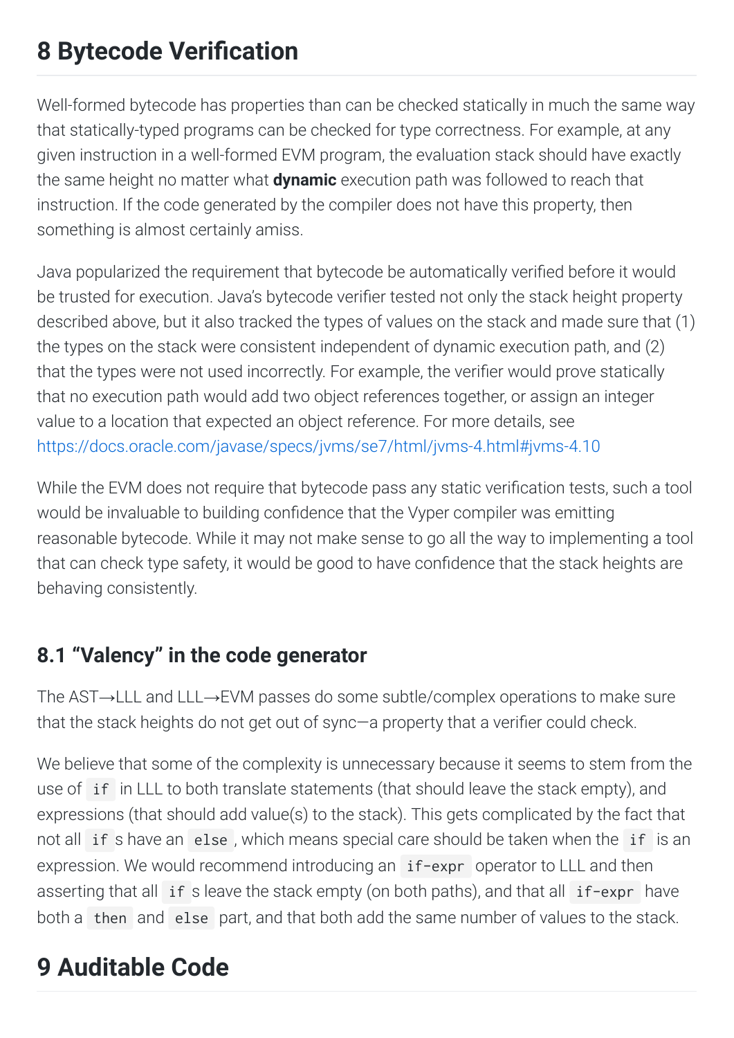# 8 Bytecode Verification

Well-formed bytecode has properties than can be checked statically in much the same way that statically-typed programs can be checked for type correctness. For example, at any given instruction in a well-formed EVM program, the evaluation stack should have exactly the same height no matter what **dynamic** execution path was followed to reach that instruction. If the code generated by the compiler does not have this property, then something is almost certainly amiss.

Java popularized the requirement that bytecode be automatically verified before it would be trusted for execution. Java's bytecode verifier tested not only the stack height property described above, but it also tracked the types of values on the stack and made sure that (1) the types on the stack were consistent independent of dynamic execution path, and (2) that the types were not used incorrectly. For example, the verifier would prove statically that no execution path would add two object references together, or assign an integer value to a location that expected an object reference. For more details, see https://docs.oracle.com/javase/specs/jvms/se7/html/jvms-4.html#jvms-4.10

While the EVM does not require that bytecode pass any static verification tests, such a tool would be invaluable to building confidence that the Vyper compiler was emitting reasonable bytecode. While it may not make sense to go all the way to implementing a tool that can check type safety, it would be good to have confidence that the stack heights are behaving consistently.

## 8.1 "Valency" in the code generator

The AST→LLL and LLL→EVM passes do some subtle/complex operations to make sure that the stack heights do not get out of sync—a property that a verifier could check.

We believe that some of the complexity is unnecessary because it seems to stem from the use of `if` in LLL to both translate statements (that should leave the stack empty), and expressions (that should add value(s) to the stack). This gets complicated by the fact that not all `if` s have an `else`, which means special care should be taken when the `if` is an expression. We would recommend introducing an `if-expr` operator to LLL and then asserting that all `if` s leave the stack empty (on both paths), and that all `if-expr` have both a `then` and `else` part, and that both add the same number of values to the stack.

# 9 Auditable Code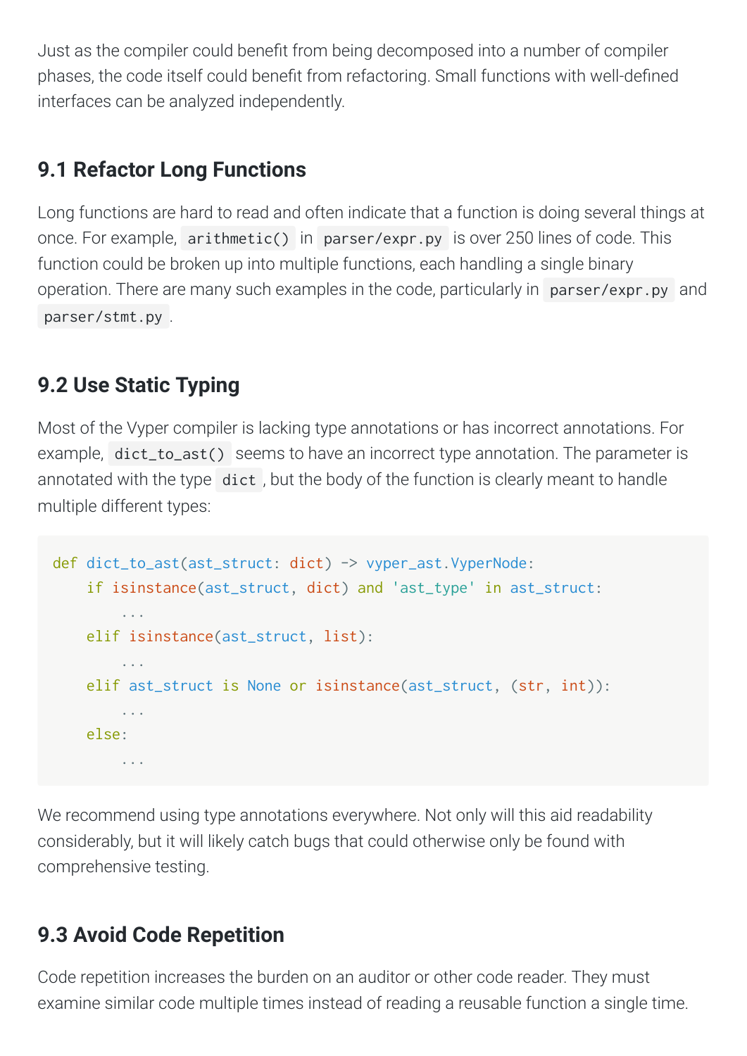Just as the compiler could benefit from being decomposed into a number of compiler phases, the code itself could benefit from refactoring. Small functions with well-defined interfaces can be analyzed independently.

### 9.1 Refactor Long Functions

Long functions are hard to read and often indicate that a function is doing several things at once. For example, `arithmetic()` in `parser/expr.py` is over 250 lines of code. This function could be broken up into multiple functions, each handling a single binary operation. There are many such examples in the code, particularly in `parser/expr.py` and `parser/stmt.py`.

### 9.2 Use Static Typing

Most of the Vyper compiler is lacking type annotations or has incorrect annotations. For example, `dict_to_ast()` seems to have an incorrect type annotation. The parameter is annotated with the type `dict`, but the body of the function is clearly meant to handle multiple different types:

```
def dict_to_ast(ast_struct: dict) -> vyper_ast.VyperNode:
    if isinstance(ast_struct, dict) and 'ast_type' in ast_struct:
        ...
    elif isinstance(ast_struct, list):
        ...
    elif ast_struct is None or isinstance(ast_struct, (str, int)):
        ...
    else:
        ...
```

We recommend using type annotations everywhere. Not only will this aid readability considerably, but it will likely catch bugs that could otherwise only be found with comprehensive testing.

### 9.3 Avoid Code Repetition

Code repetition increases the burden on an auditor or other code reader. They must examine similar code multiple times instead of reading a reusable function a single time.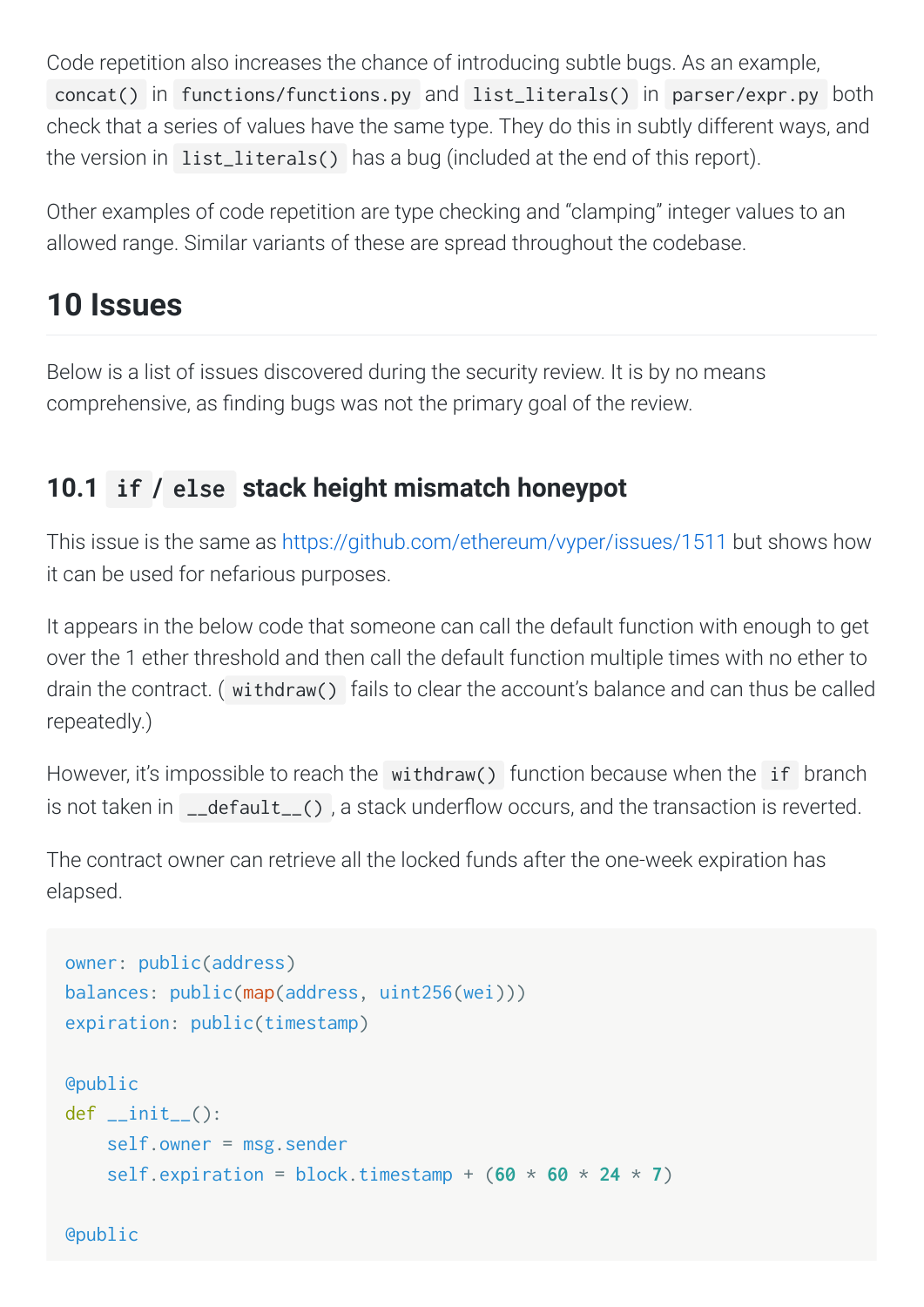Code repetition also increases the chance of introducing subtle bugs. As an example, `concat()` in `functions/functions.py` and `list_literals()` in `parser/expr.py` both check that a series of values have the same type. They do this in subtly different ways, and the version in `list_literals()` has a bug (included at the end of this report).

Other examples of code repetition are type checking and "clamping" integer values to an allowed range. Similar variants of these are spread throughout the codebase.

# 10 Issues

Below is a list of issues discovered during the security review. It is by no means comprehensive, as finding bugs was not the primary goal of the review.

## 10.1 `if` / `else` stack height mismatch honeypot

This issue is the same as https://github.com/ethereum/vyper/issues/1511 but shows how it can be used for nefarious purposes.

It appears in the below code that someone can call the default function with enough to get over the 1 ether threshold and then call the default function multiple times with no ether to drain the contract. (`withdraw()` fails to clear the account's balance and can thus be called repeatedly.)

However, it's impossible to reach the `withdraw()` function because when the `if` branch is not taken in `__default__()`, a stack underflow occurs, and the transaction is reverted.

The contract owner can retrieve all the locked funds after the one-week expiration has elapsed.

```
owner: public(address)
balances: public(map(address, uint256(wei)))
expiration: public(timestamp)

@public
def __init__():
    self.owner = msg.sender
    self.expiration = block.timestamp + (60 * 60 * 24 * 7)

@public
```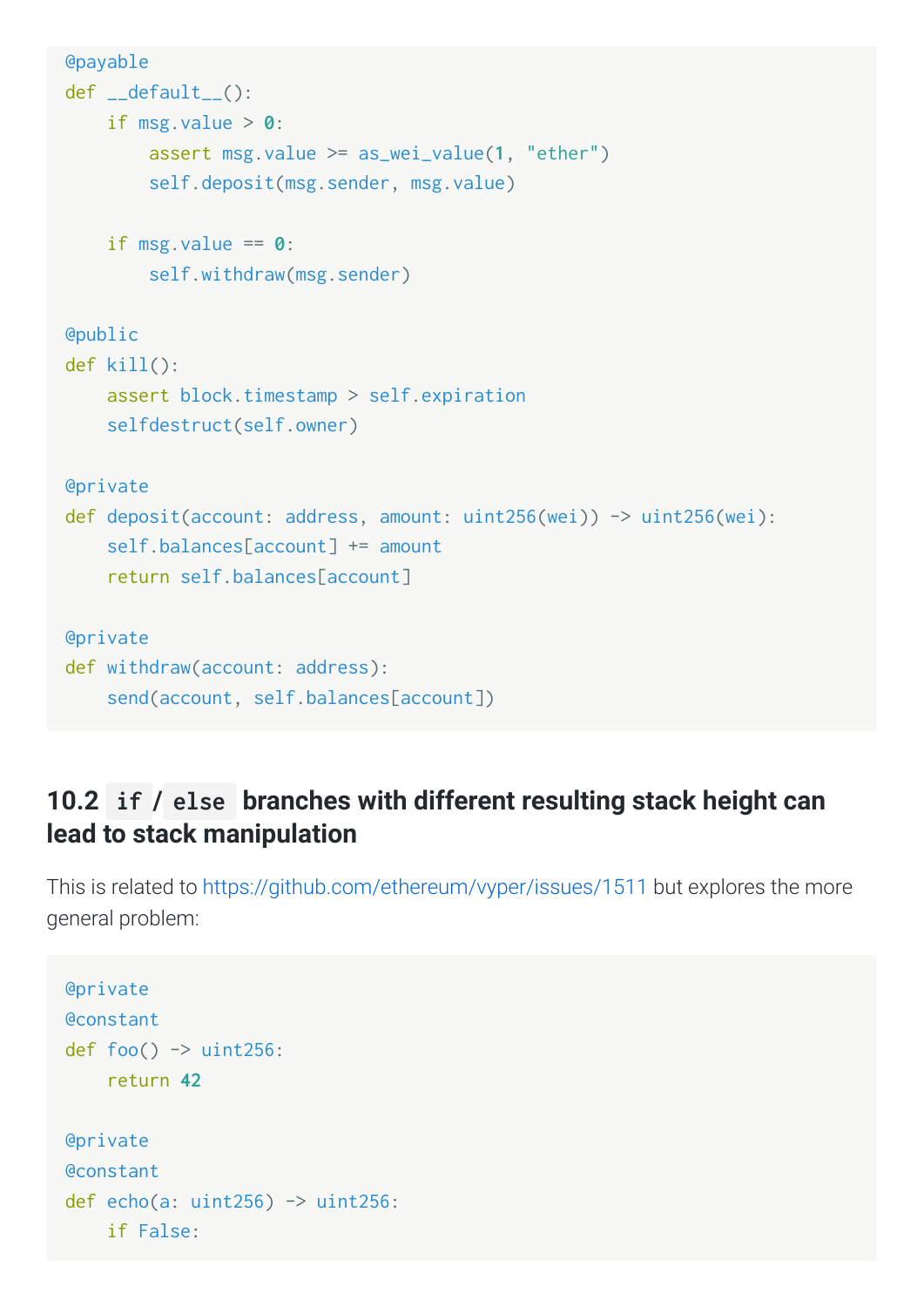```
@payable
def __default__():
    if msg.value > 0:
        assert msg.value >= as_wei_value(1, "ether")
        self.deposit(msg.sender, msg.value)

    if msg.value == 0:
        self.withdraw(msg.sender)

@public
def kill():
    assert block.timestamp > self.expiration
    selfdestruct(self.owner)

@private
def deposit(account: address, amount: uint256(wei)) -> uint256(wei):
    self.balances[account] += amount
    return self.balances[account]

@private
def withdraw(account: address):
    send(account, self.balances[account])
```

### 10.2 `if` / `else` branches with different resulting stack height can lead to stack manipulation

This is related to https://github.com/ethereum/vyper/issues/1511 but explores the more general problem:

```
@private
@constant
def foo() -> uint256:
    return 42

@private
@constant
def echo(a: uint256) -> uint256:
    if False:
```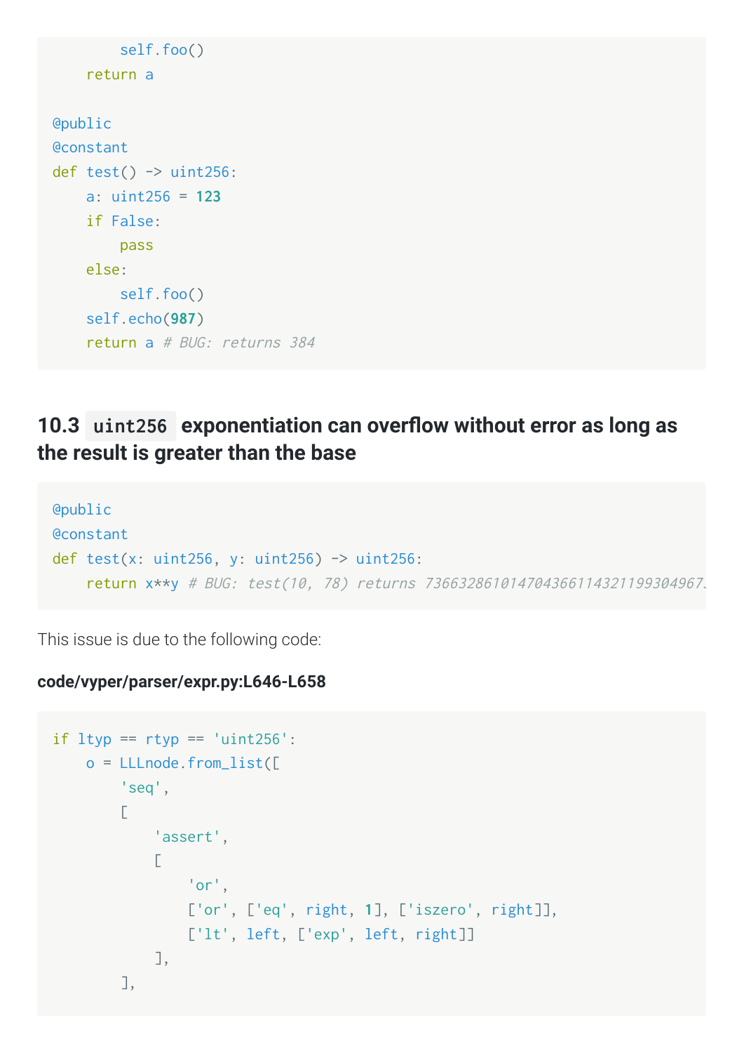```
        self.foo()
    return a

@public
@constant
def test() -> uint256:
    a: uint256 = 123
    if False:
        pass
    else:
        self.foo()
    self.echo(987)
    return a # BUG: returns 384
```

### 10.3 `uint256` exponentiation can overflow without error as long as the result is greater than the base

```
@public
@constant
def test(x: uint256, y: uint256) -> uint256:
    return x**y # BUG: test(10, 78) returns 736632861014704366114321199304967…
```

This issue is due to the following code:

**code/vyper/parser/expr.py:L646-L658**

```
if ltyp == rtyp == 'uint256':
    o = LLLnode.from_list([
        'seq',
        [
            'assert',
            [
                'or',
                ['or', ['eq', right, 1], ['iszero', right]],
                ['lt', left, ['exp', left, right]]
            ],
        ],
```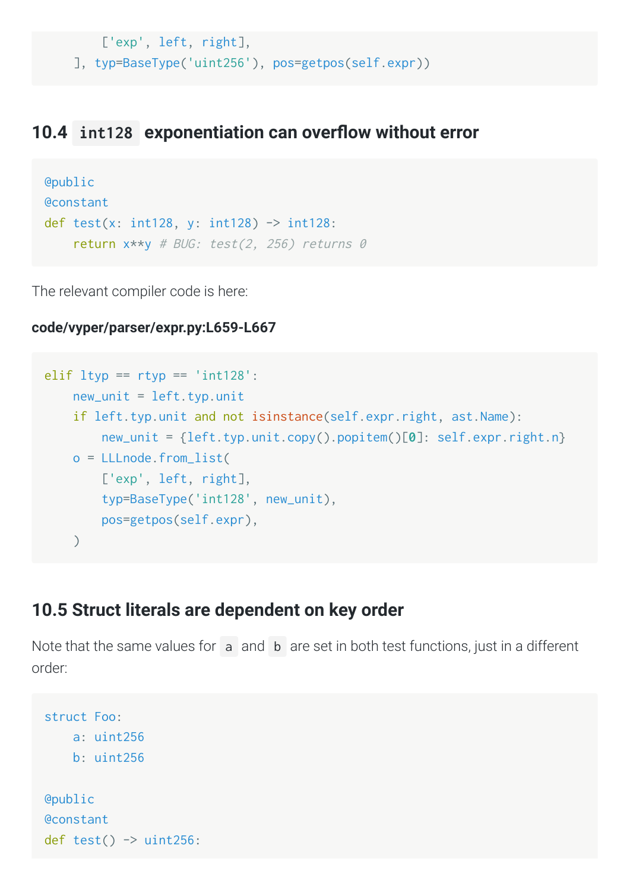```
        ['exp', left, right],
    ], typ=BaseType('uint256'), pos=getpos(self.expr))
```

### 10.4 `int128` exponentiation can overflow without error

```
@public
@constant
def test(x: int128, y: int128) -> int128:
    return x**y # BUG: test(2, 256) returns 0
```

The relevant compiler code is here:

**code/vyper/parser/expr.py:L659-L667**

```
elif ltyp == rtyp == 'int128':
    new_unit = left.typ.unit
    if left.typ.unit and not isinstance(self.expr.right, ast.Name):
        new_unit = {left.typ.unit.copy().popitem()[0]: self.expr.right.n}
    o = LLLnode.from_list(
        ['exp', left, right],
        typ=BaseType('int128', new_unit),
        pos=getpos(self.expr),
    )
```

### 10.5 Struct literals are dependent on key order

Note that the same values for `a` and `b` are set in both test functions, just in a different order:

```
struct Foo:
    a: uint256
    b: uint256

@public
@constant
def test() -> uint256:
```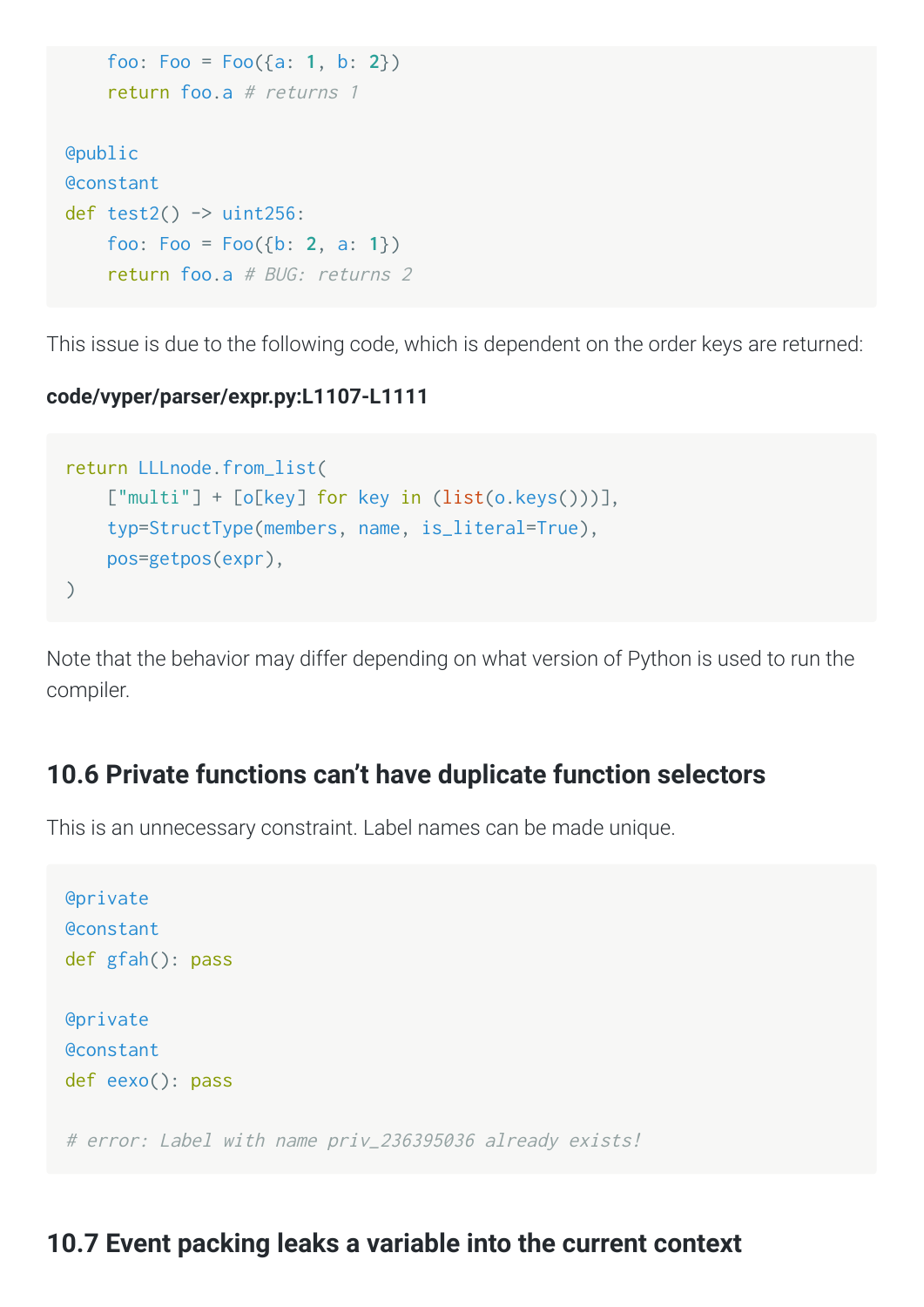```
    foo: Foo = Foo({a: 1, b: 2})
    return foo.a # returns 1

@public
@constant
def test2() -> uint256:
    foo: Foo = Foo({b: 2, a: 1})
    return foo.a # BUG: returns 2
```

This issue is due to the following code, which is dependent on the order keys are returned:

**code/vyper/parser/expr.py:L1107-L1111**

```
return LLLnode.from_list(
    ["multi"] + [o[key] for key in (list(o.keys()))],
    typ=StructType(members, name, is_literal=True),
    pos=getpos(expr),
)
```

Note that the behavior may differ depending on what version of Python is used to run the compiler.

### 10.6 Private functions can't have duplicate function selectors

This is an unnecessary constraint. Label names can be made unique.

```
@private
@constant
def gfah(): pass

@private
@constant
def eexo(): pass

# error: Label with name priv_236395036 already exists!
```

### 10.7 Event packing leaks a variable into the current context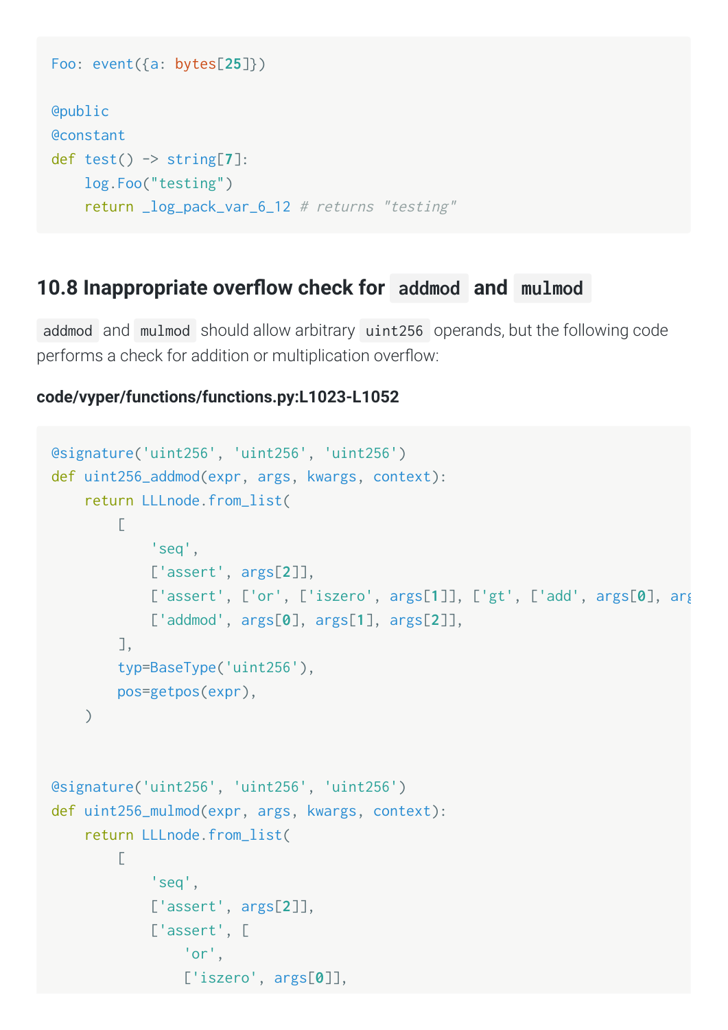```
Foo: event({a: bytes[25]})

@public
@constant
def test() -> string[7]:
    log.Foo("testing")
    return _log_pack_var_6_12 # returns "testing"
```

### 10.8 Inappropriate overflow check for `addmod` and `mulmod`

`addmod` and `mulmod` should allow arbitrary `uint256` operands, but the following code performs a check for addition or multiplication overflow:

**code/vyper/functions/functions.py:L1023-L1052**

```
@signature('uint256', 'uint256', 'uint256')
def uint256_addmod(expr, args, kwargs, context):
    return LLLnode.from_list(
        [
            'seq',
            ['assert', args[2]],
            ['assert', ['or', ['iszero', args[1]], ['gt', ['add', args[0], arg
            ['addmod', args[0], args[1], args[2]],
        ],
        typ=BaseType('uint256'),
        pos=getpos(expr),
    )


@signature('uint256', 'uint256', 'uint256')
def uint256_mulmod(expr, args, kwargs, context):
    return LLLnode.from_list(
        [
            'seq',
            ['assert', args[2]],
            ['assert', [
                'or',
                ['iszero', args[0]],
```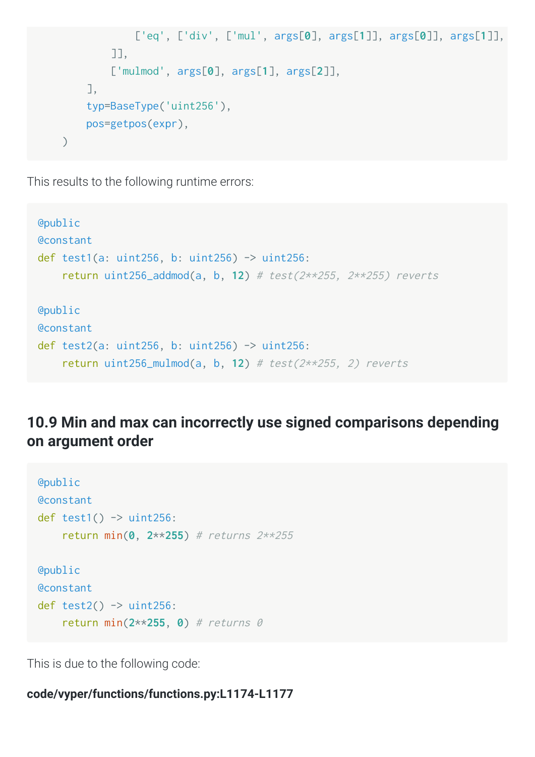```
            ['eq', ['div', ['mul', args[0], args[1]], args[0]], args[1]],
        ]],
        ['mulmod', args[0], args[1], args[2]],
    ],
    typ=BaseType('uint256'),
    pos=getpos(expr),
)
```

This results to the following runtime errors:

```
@public
@constant
def test1(a: uint256, b: uint256) -> uint256:
    return uint256_addmod(a, b, 12) # test(2**255, 2**255) reverts

@public
@constant
def test2(a: uint256, b: uint256) -> uint256:
    return uint256_mulmod(a, b, 12) # test(2**255, 2) reverts
```

## 10.9 Min and max can incorrectly use signed comparisons depending on argument order

```
@public
@constant
def test1() -> uint256:
    return min(0, 2**255) # returns 2**255

@public
@constant
def test2() -> uint256:
    return min(2**255, 0) # returns 0
```

This is due to the following code:

**code/vyper/functions/functions.py:L1174-L1177**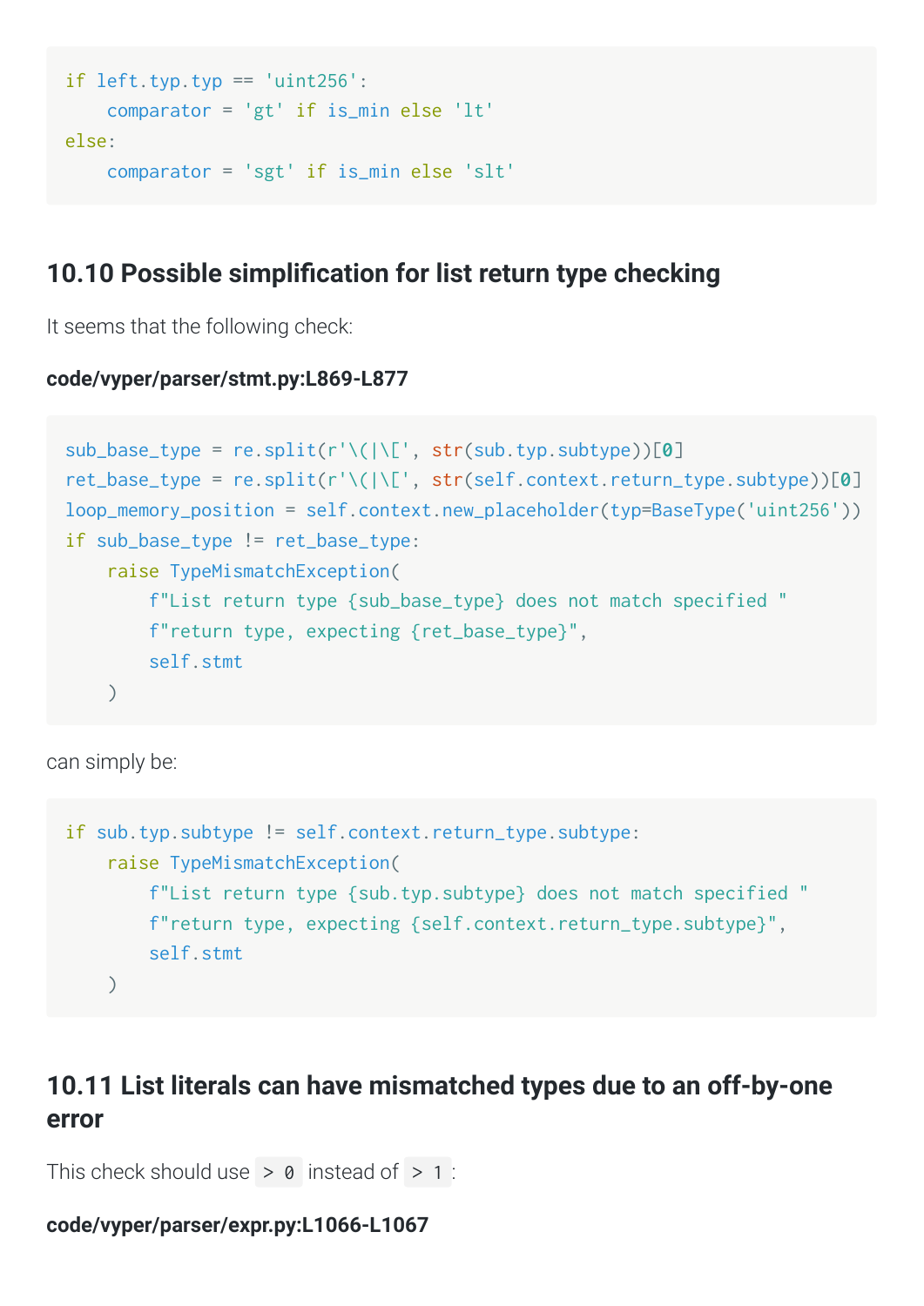```
if left.typ.typ == 'uint256':
    comparator = 'gt' if is_min else 'lt'
else:
    comparator = 'sgt' if is_min else 'slt'
```

## 10.10 Possible simplification for list return type checking

It seems that the following check:

**code/vyper/parser/stmt.py:L869-L877**

```
sub_base_type = re.split(r'\(|\[', str(sub.typ.subtype))[0]
ret_base_type = re.split(r'\(|\[', str(self.context.return_type.subtype))[0]
loop_memory_position = self.context.new_placeholder(typ=BaseType('uint256'))
if sub_base_type != ret_base_type:
    raise TypeMismatchException(
        f"List return type {sub_base_type} does not match specified "
        f"return type, expecting {ret_base_type}",
        self.stmt
    )
```

can simply be:

```
if sub.typ.subtype != self.context.return_type.subtype:
    raise TypeMismatchException(
        f"List return type {sub.typ.subtype} does not match specified "
        f"return type, expecting {self.context.return_type.subtype}",
        self.stmt
    )
```

## 10.11 List literals can have mismatched types due to an off-by-one error

This check should use `> 0` instead of `> 1`:

**code/vyper/parser/expr.py:L1066-L1067**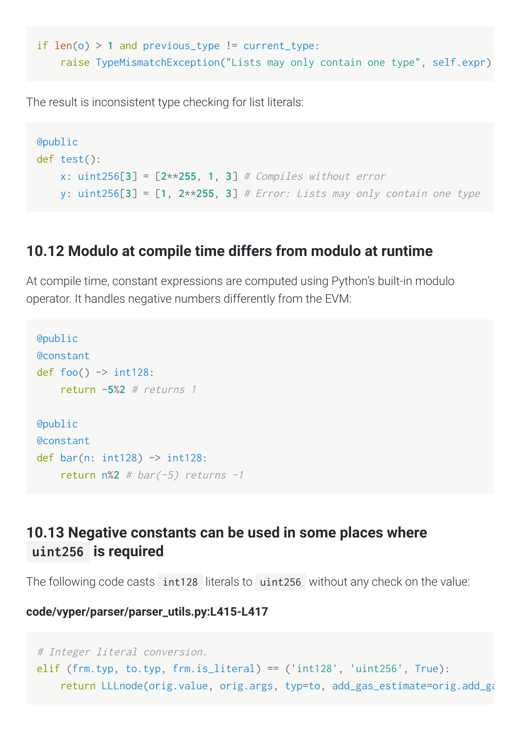```
if len(o) > 1 and previous_type != current_type:
    raise TypeMismatchException("Lists may only contain one type", self.expr)
```

The result is inconsistent type checking for list literals:

```
@public
def test():
    x: uint256[3] = [2**255, 1, 3] # Compiles without error
    y: uint256[3] = [1, 2**255, 3] # Error: Lists may only contain one type
```

## 10.12 Modulo at compile time differs from modulo at runtime

At compile time, constant expressions are computed using Python's built-in modulo operator. It handles negative numbers differently from the EVM:

```
@public
@constant
def foo() -> int128:
    return -5%2 # returns 1

@public
@constant
def bar(n: int128) -> int128:
    return n%2 # bar(-5) returns -1
```

## 10.13 Negative constants can be used in some places where `uint256` is required

The following code casts `int128` literals to `uint256` without any check on the value:

**code/vyper/parser/parser_utils.py:L415-L417**

```
# Integer literal conversion.
elif (frm.typ, to.typ, frm.is_literal) == ('int128', 'uint256', True):
    return LLLnode(orig.value, orig.args, typ=to, add_gas_estimate=orig.add_ga
```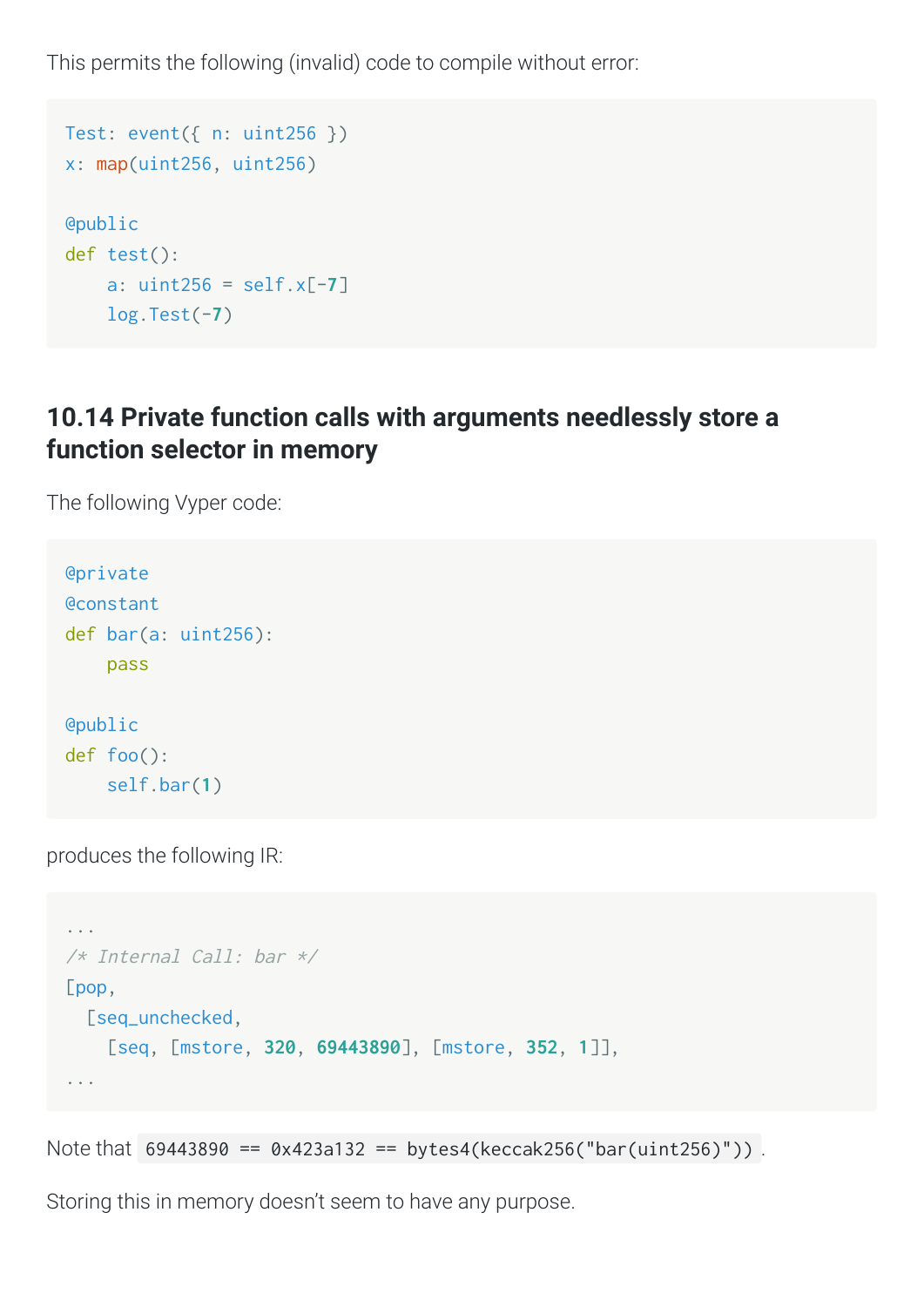This permits the following (invalid) code to compile without error:

```
Test: event({ n: uint256 })
x: map(uint256, uint256)

@public
def test():
    a: uint256 = self.x[-7]
    log.Test(-7)
```

### 10.14 Private function calls with arguments needlessly store a function selector in memory

The following Vyper code:

```
@private
@constant
def bar(a: uint256):
    pass

@public
def foo():
    self.bar(1)
```

produces the following IR:

```
...
/* Internal Call: bar */
[pop,
  [seq_unchecked,
    [seq, [mstore, 320, 69443890], [mstore, 352, 1]],
...
```

Note that `69443890 == 0x423a132 == bytes4(keccak256("bar(uint256)"))`.

Storing this in memory doesn't seem to have any purpose.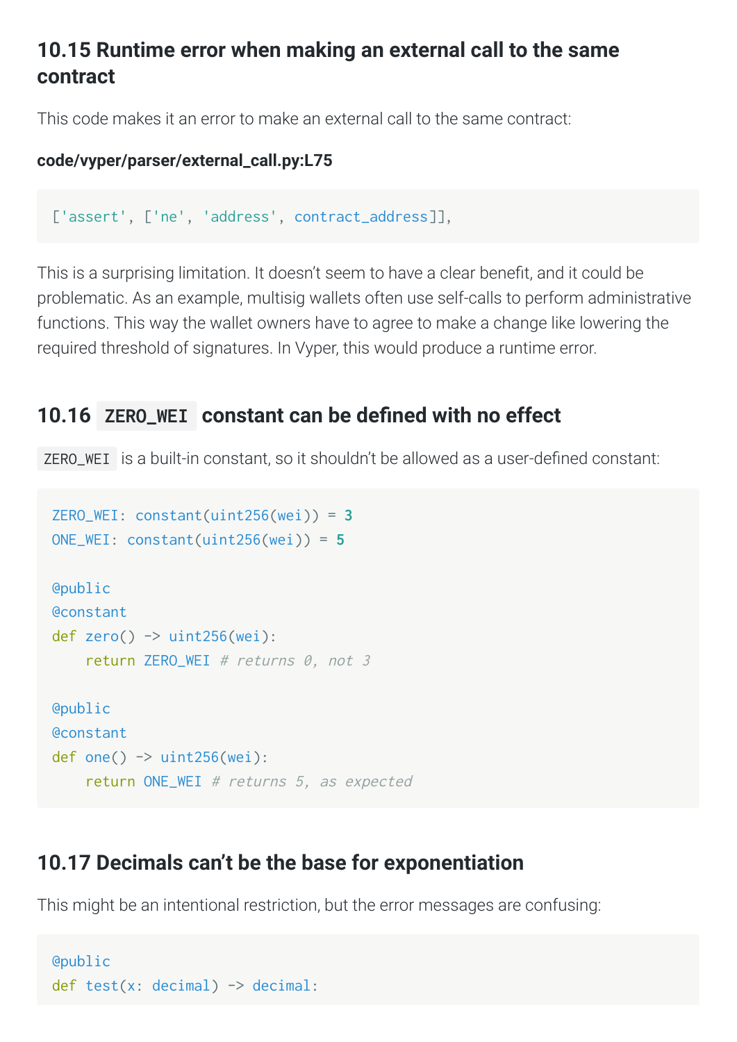## 10.15 Runtime error when making an external call to the same contract

This code makes it an error to make an external call to the same contract:

**code/vyper/parser/external_call.py:L75**

```
['assert', ['ne', 'address', contract_address]],
```

This is a surprising limitation. It doesn't seem to have a clear benefit, and it could be problematic. As an example, multisig wallets often use self-calls to perform administrative functions. This way the wallet owners have to agree to make a change like lowering the required threshold of signatures. In Vyper, this would produce a runtime error.

## 10.16 `ZERO_WEI` constant can be defined with no effect

`ZERO_WEI` is a built-in constant, so it shouldn't be allowed as a user-defined constant:

```
ZERO_WEI: constant(uint256(wei)) = 3
ONE_WEI: constant(uint256(wei)) = 5

@public
@constant
def zero() -> uint256(wei):
    return ZERO_WEI # returns 0, not 3

@public
@constant
def one() -> uint256(wei):
    return ONE_WEI # returns 5, as expected
```

## 10.17 Decimals can't be the base for exponentiation

This might be an intentional restriction, but the error messages are confusing:

```
@public
def test(x: decimal) -> decimal:
```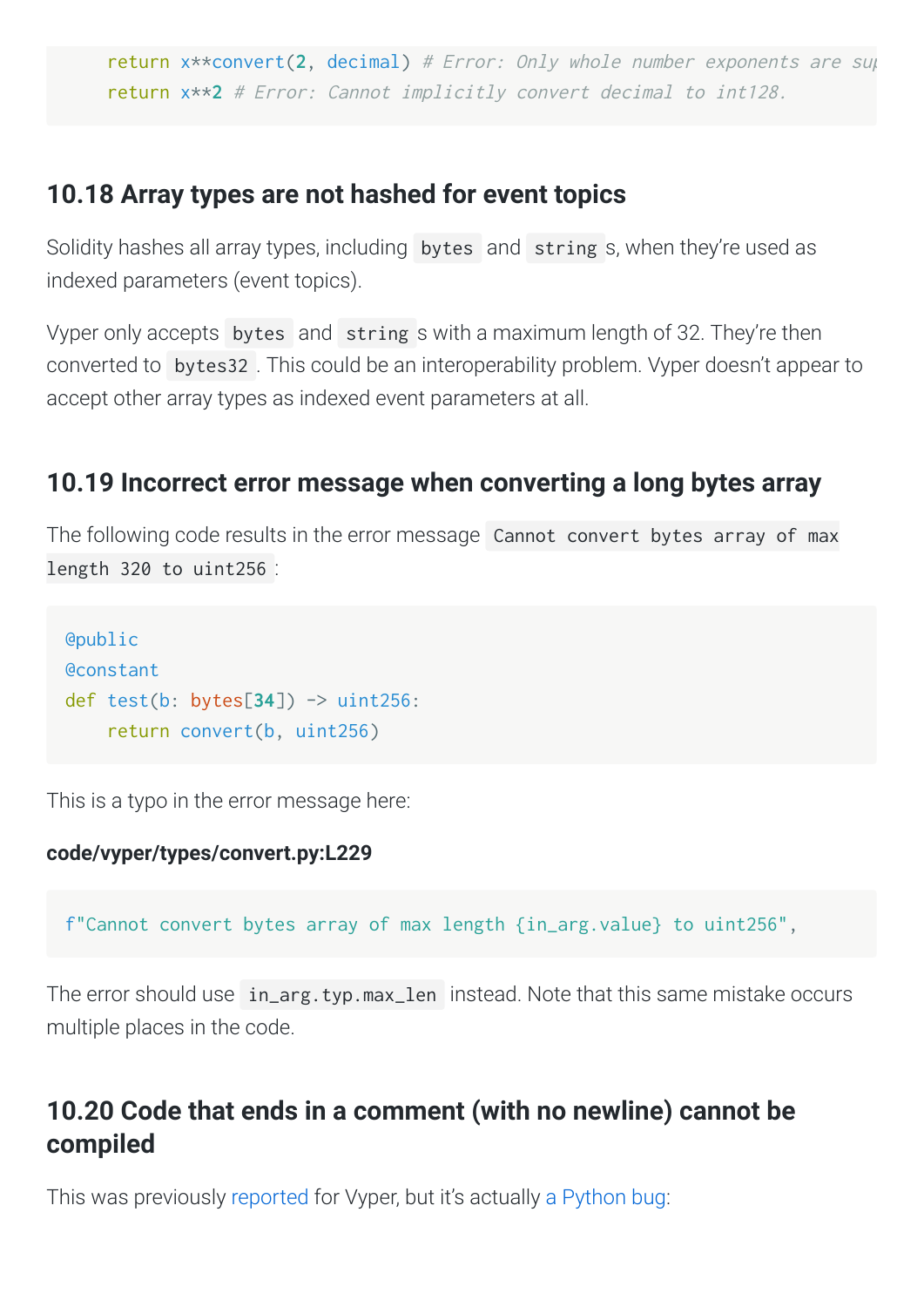```
    return x**convert(2, decimal) # Error: Only whole number exponents are sup
    return x**2 # Error: Cannot implicitly convert decimal to int128.
```

## 10.18 Array types are not hashed for event topics

Solidity hashes all array types, including `bytes` and `string`s, when they're used as indexed parameters (event topics).

Vyper only accepts `bytes` and `string`s with a maximum length of 32. They're then converted to `bytes32`. This could be an interoperability problem. Vyper doesn't appear to accept other array types as indexed event parameters at all.

## 10.19 Incorrect error message when converting a long bytes array

The following code results in the error message `Cannot convert bytes array of max length 320 to uint256`:

```
@public
@constant
def test(b: bytes[34]) -> uint256:
    return convert(b, uint256)
```

This is a typo in the error message here:

**code/vyper/types/convert.py:L229**

```
f"Cannot convert bytes array of max length {in_arg.value} to uint256",
```

The error should use `in_arg.typ.max_len` instead. Note that this same mistake occurs multiple places in the code.

## 10.20 Code that ends in a comment (with no newline) cannot be compiled

This was previously reported for Vyper, but it's actually a Python bug: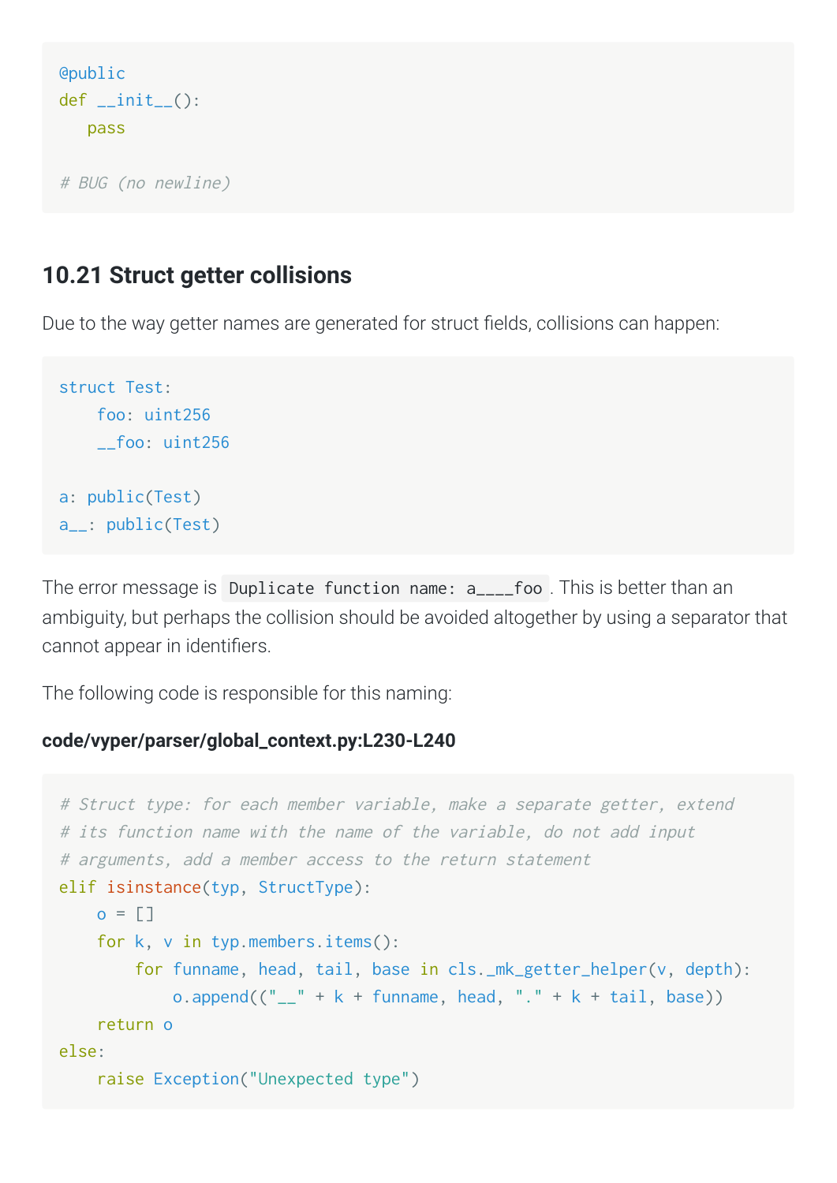```
@public
def __init__():
   pass

# BUG (no newline)
```

### 10.21 Struct getter collisions

Due to the way getter names are generated for struct fields, collisions can happen:

```
struct Test:
    foo: uint256
    __foo: uint256

a: public(Test)
a__: public(Test)
```

The error message is `Duplicate function name: a____foo`. This is better than an ambiguity, but perhaps the collision should be avoided altogether by using a separator that cannot appear in identifiers.

The following code is responsible for this naming:

**code/vyper/parser/global_context.py:L230-L240**

```
# Struct type: for each member variable, make a separate getter, extend
# its function name with the name of the variable, do not add input
# arguments, add a member access to the return statement
elif isinstance(typ, StructType):
    o = []
    for k, v in typ.members.items():
        for funname, head, tail, base in cls._mk_getter_helper(v, depth):
            o.append(("__" + k + funname, head, "." + k + tail, base))
    return o
else:
    raise Exception("Unexpected type")
```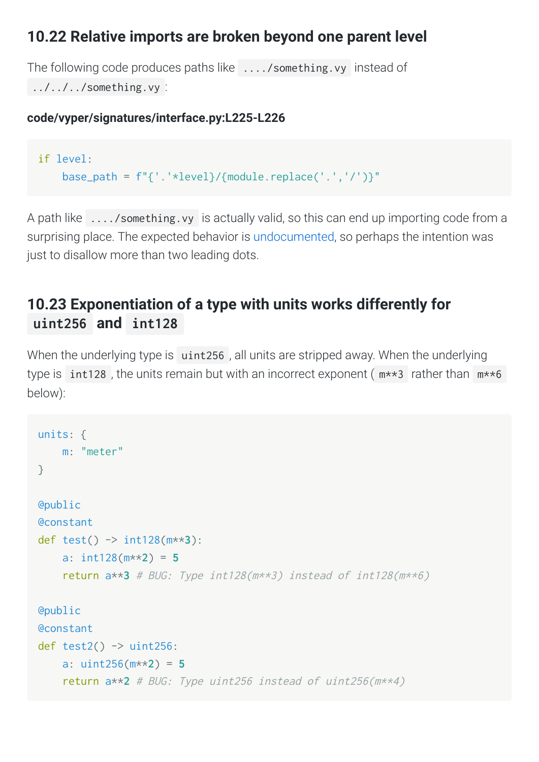## 10.22 Relative imports are broken beyond one parent level

The following code produces paths like `..../something.vy` instead of `../../../something.vy`:

**code/vyper/signatures/interface.py:L225-L226**

```
if level:
    base_path = f"{'.'*level}/{module.replace('.','/')}"
```

A path like `..../something.vy` is actually valid, so this can end up importing code from a surprising place. The expected behavior is undocumented, so perhaps the intention was just to disallow more than two leading dots.

## 10.23 Exponentiation of a type with units works differently for `uint256` and `int128`

When the underlying type is `uint256`, all units are stripped away. When the underlying type is `int128`, the units remain but with an incorrect exponent (`m**3` rather than `m**6` below):

```
units: {
    m: "meter"
}

@public
@constant
def test() -> int128(m**3):
    a: int128(m**2) = 5
    return a**3 # BUG: Type int128(m**3) instead of int128(m**6)

@public
@constant
def test2() -> uint256:
    a: uint256(m**2) = 5
    return a**2 # BUG: Type uint256 instead of uint256(m**4)
```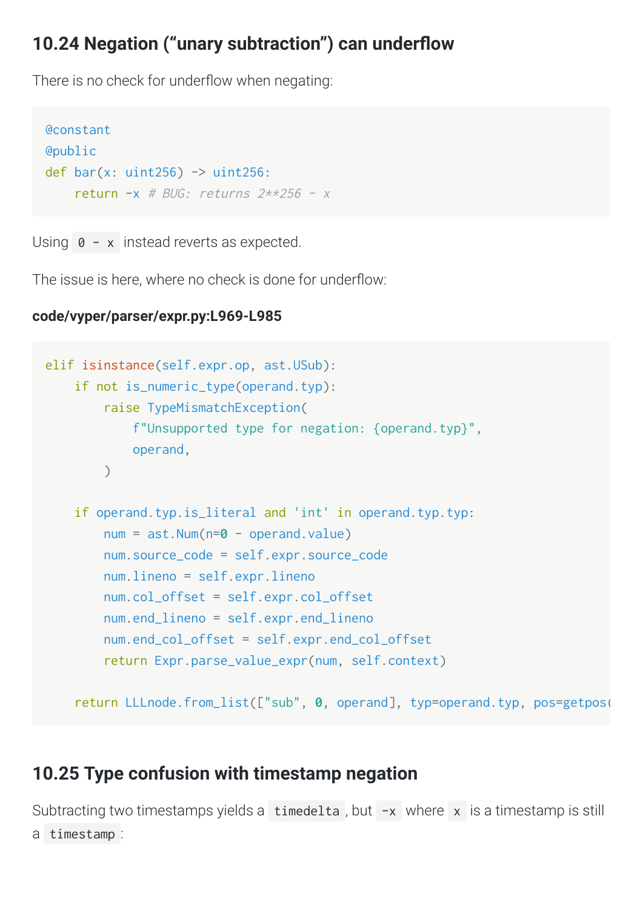## 10.24 Negation ("unary subtraction") can underflow

There is no check for underflow when negating:

```
@constant
@public
def bar(x: uint256) -> uint256:
    return -x # BUG: returns 2**256 - x
```

Using `0 - x` instead reverts as expected.

The issue is here, where no check is done for underflow:

**code/vyper/parser/expr.py:L969-L985**

```
elif isinstance(self.expr.op, ast.USub):
    if not is_numeric_type(operand.typ):
        raise TypeMismatchException(
            f"Unsupported type for negation: {operand.typ}",
            operand,
        )

    if operand.typ.is_literal and 'int' in operand.typ.typ:
        num = ast.Num(n=0 - operand.value)
        num.source_code = self.expr.source_code
        num.lineno = self.expr.lineno
        num.col_offset = self.expr.col_offset
        num.end_lineno = self.expr.end_lineno
        num.end_col_offset = self.expr.end_col_offset
        return Expr.parse_value_expr(num, self.context)

    return LLLnode.from_list(["sub", 0, operand], typ=operand.typ, pos=getpos(
```

## 10.25 Type confusion with timestamp negation

Subtracting two timestamps yields a `timedelta`, but `-x` where `x` is a timestamp is still a `timestamp`: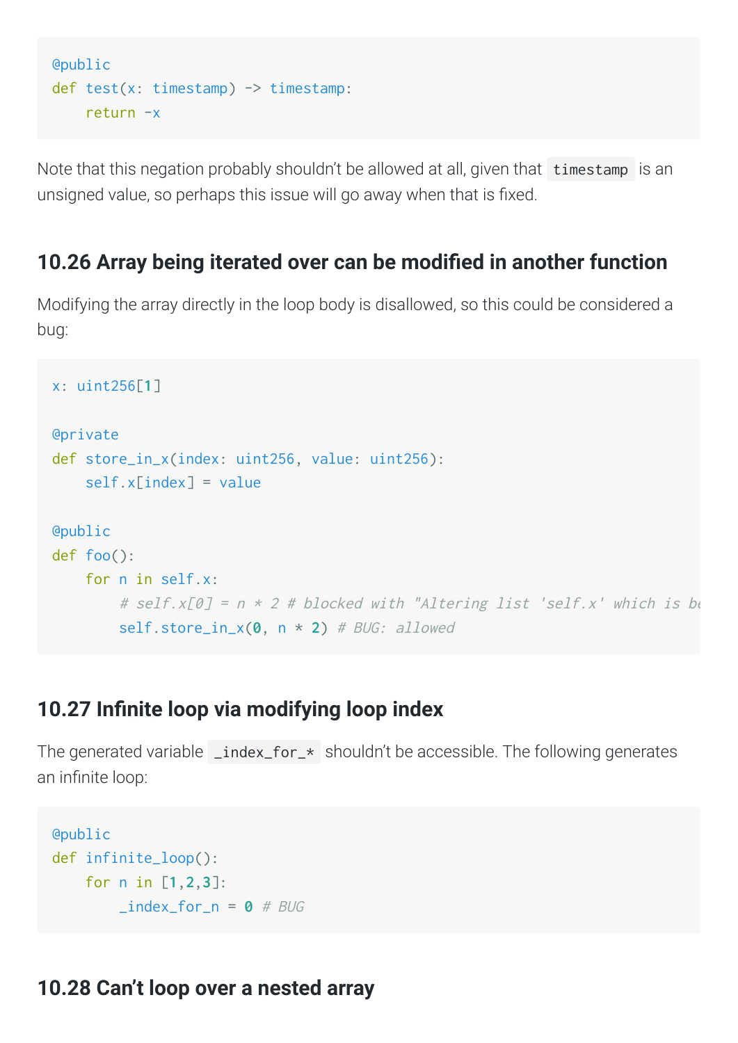```
@public
def test(x: timestamp) -> timestamp:
    return -x
```

Note that this negation probably shouldn't be allowed at all, given that `timestamp` is an unsigned value, so perhaps this issue will go away when that is fixed.

### 10.26 Array being iterated over can be modified in another function

Modifying the array directly in the loop body is disallowed, so this could be considered a bug:

```
x: uint256[1]

@private
def store_in_x(index: uint256, value: uint256):
    self.x[index] = value

@public
def foo():
    for n in self.x:
        # self.x[0] = n * 2 # blocked with "Altering list 'self.x' which is be
        self.store_in_x(0, n * 2) # BUG: allowed
```

### 10.27 Infinite loop via modifying loop index

The generated variable `_index_for_*` shouldn't be accessible. The following generates an infinite loop:

```
@public
def infinite_loop():
    for n in [1,2,3]:
        _index_for_n = 0 # BUG
```

### 10.28 Can't loop over a nested array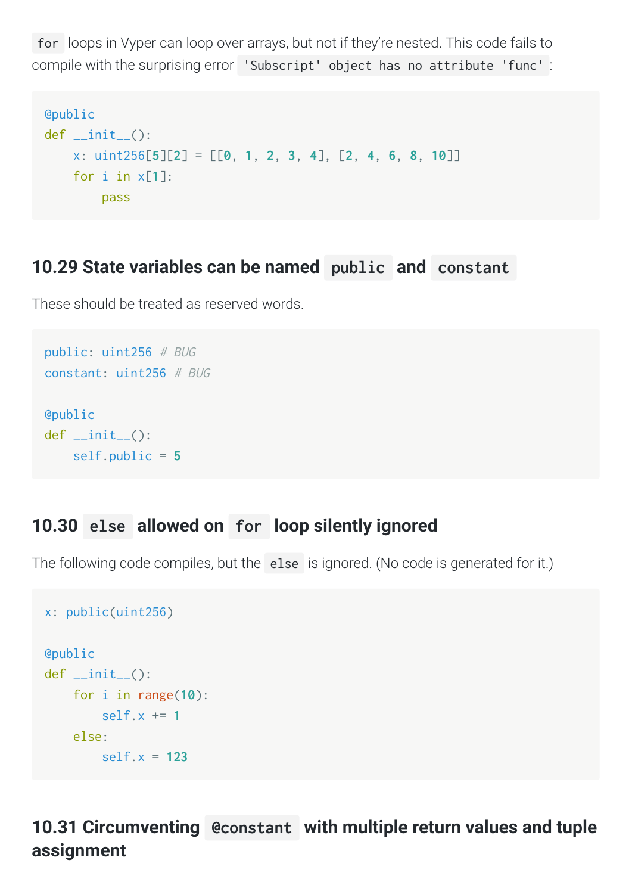`for` loops in Vyper can loop over arrays, but not if they're nested. This code fails to compile with the surprising error `'Subscript' object has no attribute 'func'`:

```
@public
def __init__():
    x: uint256[5][2] = [[0, 1, 2, 3, 4], [2, 4, 6, 8, 10]]
    for i in x[1]:
        pass
```

### 10.29 State variables can be named `public` and `constant`

These should be treated as reserved words.

```
public: uint256 # BUG
constant: uint256 # BUG

@public
def __init__():
    self.public = 5
```

### 10.30 `else` allowed on `for` loop silently ignored

The following code compiles, but the `else` is ignored. (No code is generated for it.)

```
x: public(uint256)

@public
def __init__():
    for i in range(10):
        self.x += 1
    else:
        self.x = 123
```

### 10.31 Circumventing `@constant` with multiple return values and tuple assignment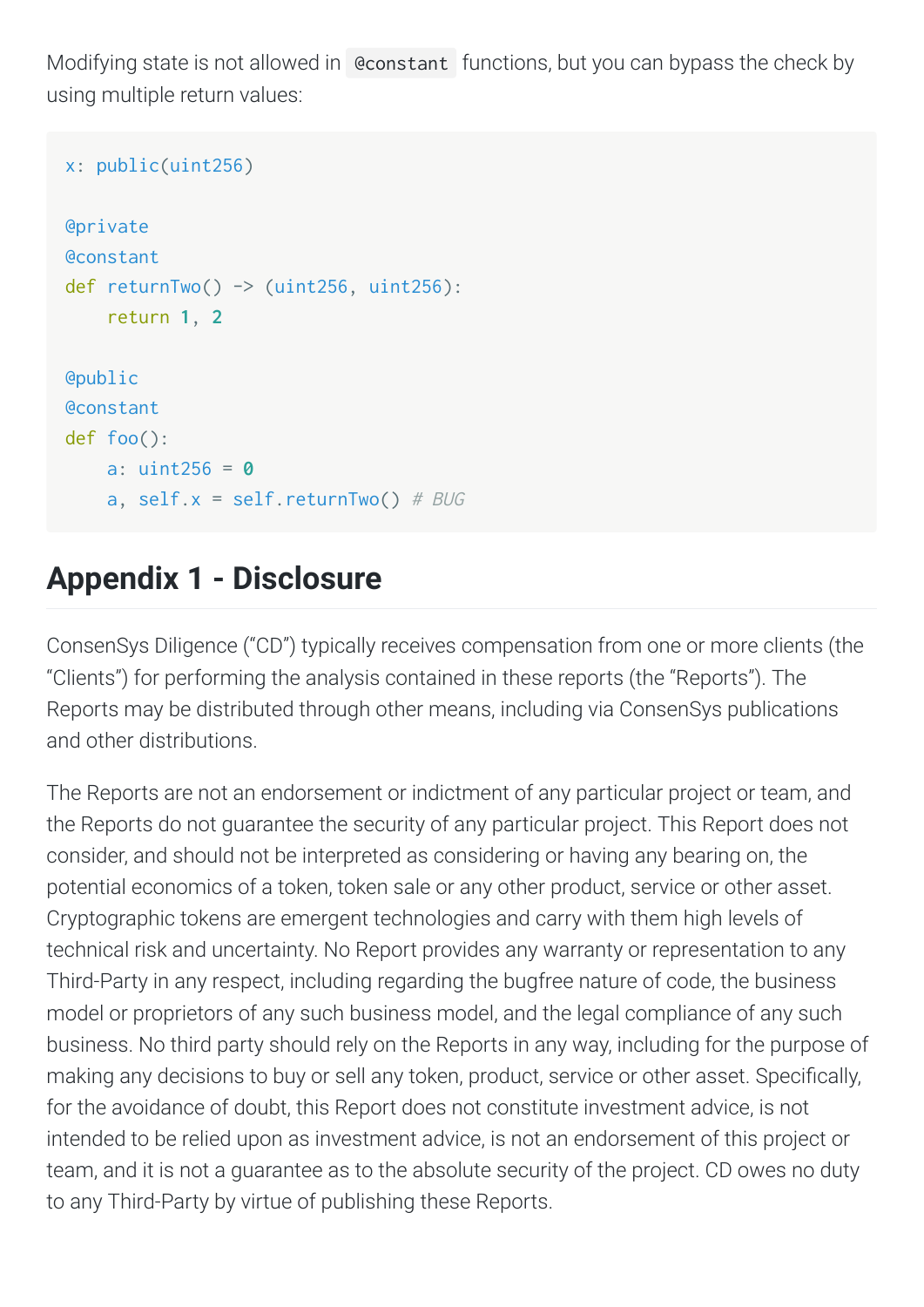Modifying state is not allowed in `@constant` functions, but you can bypass the check by using multiple return values:

```
x: public(uint256)

@private
@constant
def returnTwo() -> (uint256, uint256):
    return 1, 2

@public
@constant
def foo():
    a: uint256 = 0
    a, self.x = self.returnTwo() # BUG
```

## Appendix 1 - Disclosure

ConsenSys Diligence (“CD”) typically receives compensation from one or more clients (the “Clients”) for performing the analysis contained in these reports (the “Reports”). The Reports may be distributed through other means, including via ConsenSys publications and other distributions.

The Reports are not an endorsement or indictment of any particular project or team, and the Reports do not guarantee the security of any particular project. This Report does not consider, and should not be interpreted as considering or having any bearing on, the potential economics of a token, token sale or any other product, service or other asset. Cryptographic tokens are emergent technologies and carry with them high levels of technical risk and uncertainty. No Report provides any warranty or representation to any Third-Party in any respect, including regarding the bugfree nature of code, the business model or proprietors of any such business model, and the legal compliance of any such business. No third party should rely on the Reports in any way, including for the purpose of making any decisions to buy or sell any token, product, service or other asset. Specifically, for the avoidance of doubt, this Report does not constitute investment advice, is not intended to be relied upon as investment advice, is not an endorsement of this project or team, and it is not a guarantee as to the absolute security of the project. CD owes no duty to any Third-Party by virtue of publishing these Reports.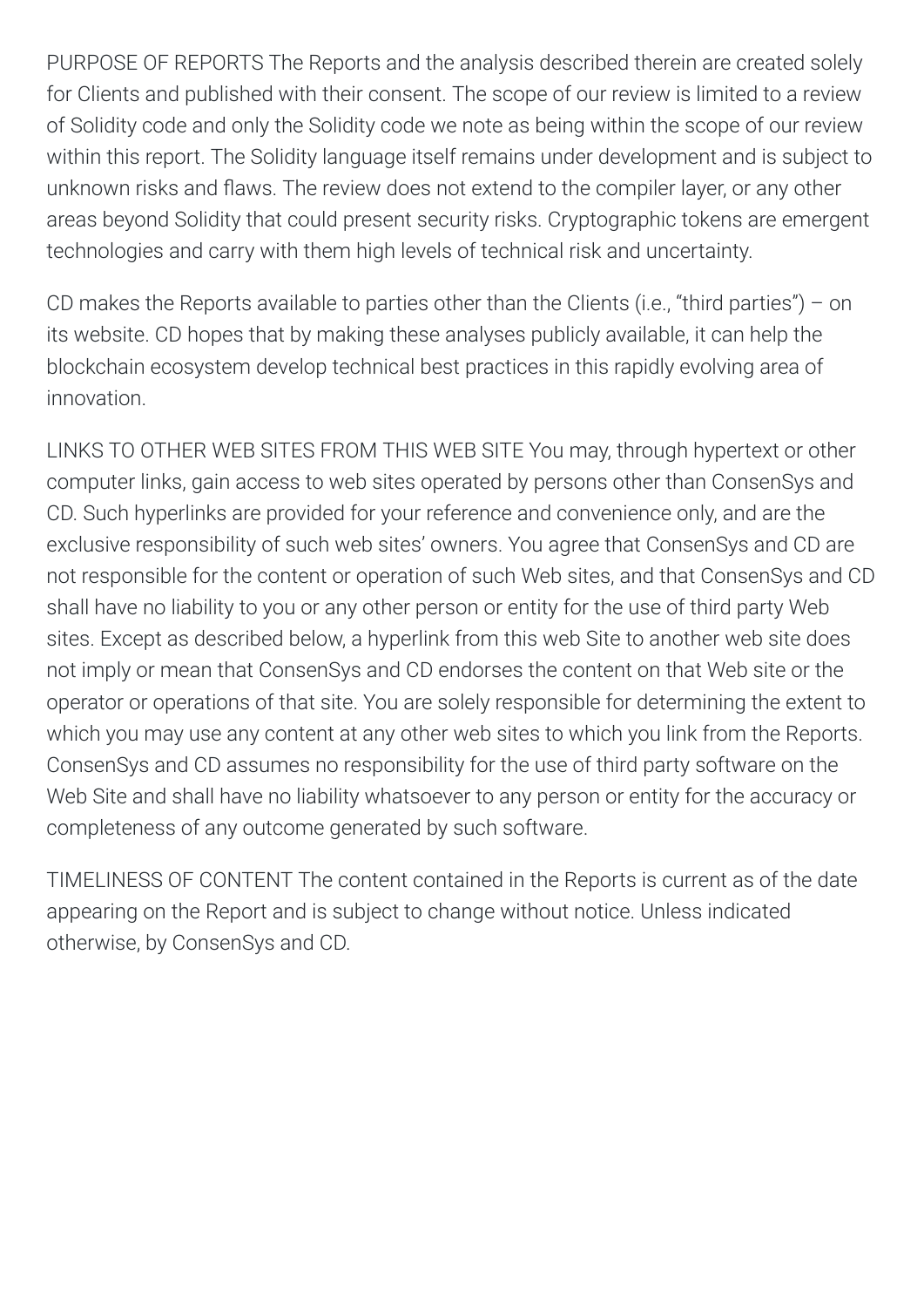PURPOSE OF REPORTS The Reports and the analysis described therein are created solely for Clients and published with their consent. The scope of our review is limited to a review of Solidity code and only the Solidity code we note as being within the scope of our review within this report. The Solidity language itself remains under development and is subject to unknown risks and flaws. The review does not extend to the compiler layer, or any other areas beyond Solidity that could present security risks. Cryptographic tokens are emergent technologies and carry with them high levels of technical risk and uncertainty.

CD makes the Reports available to parties other than the Clients (i.e., “third parties”) – on its website. CD hopes that by making these analyses publicly available, it can help the blockchain ecosystem develop technical best practices in this rapidly evolving area of innovation.

LINKS TO OTHER WEB SITES FROM THIS WEB SITE You may, through hypertext or other computer links, gain access to web sites operated by persons other than ConsenSys and CD. Such hyperlinks are provided for your reference and convenience only, and are the exclusive responsibility of such web sites’ owners. You agree that ConsenSys and CD are not responsible for the content or operation of such Web sites, and that ConsenSys and CD shall have no liability to you or any other person or entity for the use of third party Web sites. Except as described below, a hyperlink from this web Site to another web site does not imply or mean that ConsenSys and CD endorses the content on that Web site or the operator or operations of that site. You are solely responsible for determining the extent to which you may use any content at any other web sites to which you link from the Reports. ConsenSys and CD assumes no responsibility for the use of third party software on the Web Site and shall have no liability whatsoever to any person or entity for the accuracy or completeness of any outcome generated by such software.

TIMELINESS OF CONTENT The content contained in the Reports is current as of the date appearing on the Report and is subject to change without notice. Unless indicated otherwise, by ConsenSys and CD.